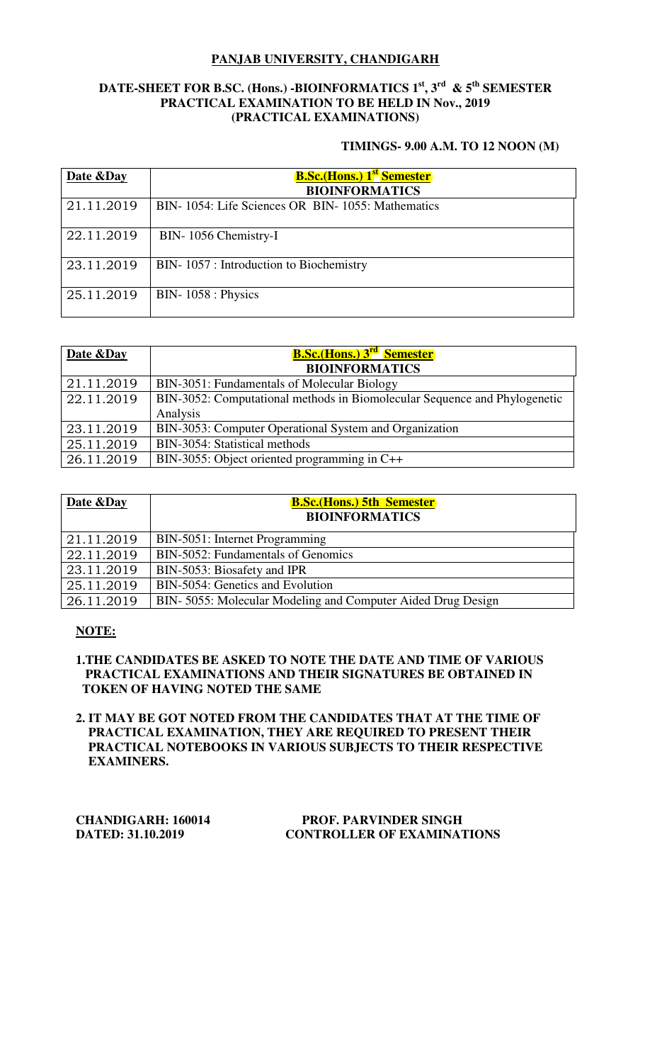# PANJAB UNIVERSITY, CHANDIGARH

## DATE-SHEET FOR B.SC. (Hons.) -BIOINFORMATICS 1st, 3rd & 5th SEMESTER PRACTICAL EXAMINATION TO BE HELD IN Nov., 2019 (PRACTICAL EXAMINATIONS)

**TIMINGS- 9.00 A.M. TO 12 NOON (M)**

| Date &Day | B.Sc.(Hons.) 1st Semester BIOINFORMATICS |
|---|---|
| 21.11.2019 | BIN- 1054: Life Sciences OR BIN- 1055: Mathematics |
| 22.11.2019 | BIN- 1056 Chemistry-I |
| 23.11.2019 | BIN- 1057 : Introduction to Biochemistry |
| 25.11.2019 | BIN- 1058 : Physics |

| Date &Day | B.Sc.(Hons.) 3rd Semester BIOINFORMATICS |
|---|---|
| 21.11.2019 | BIN-3051: Fundamentals of Molecular Biology |
| 22.11.2019 | BIN-3052: Computational methods in Biomolecular Sequence and Phylogenetic Analysis |
| 23.11.2019 | BIN-3053: Computer Operational System and Organization |
| 25.11.2019 | BIN-3054: Statistical methods |
| 26.11.2019 | BIN-3055: Object oriented programming in C++ |

| Date &Day | B.Sc.(Hons.) 5th Semester BIOINFORMATICS |
|---|---|
| 21.11.2019 | BIN-5051: Internet Programming |
| 22.11.2019 | BIN-5052: Fundamentals of Genomics |
| 23.11.2019 | BIN-5053: Biosafety and IPR |
| 25.11.2019 | BIN-5054: Genetics and Evolution |
| 26.11.2019 | BIN- 5055: Molecular Modeling and Computer Aided Drug Design |

**NOTE:**

1. **THE CANDIDATES BE ASKED TO NOTE THE DATE AND TIME OF VARIOUS PRACTICAL EXAMINATIONS AND THEIR SIGNATURES BE OBTAINED IN TOKEN OF HAVING NOTED THE SAME**
2. **IT MAY BE GOT NOTED FROM THE CANDIDATES THAT AT THE TIME OF PRACTICAL EXAMINATION, THEY ARE REQUIRED TO PRESENT THEIR PRACTICAL NOTEBOOKS IN VARIOUS SUBJECTS TO THEIR RESPECTIVE EXAMINERS.**

**CHANDIGARH: 160014**
**DATED: 31.10.2019**

**PROF. PARVINDER SINGH**
**CONTROLLER OF EXAMINATIONS**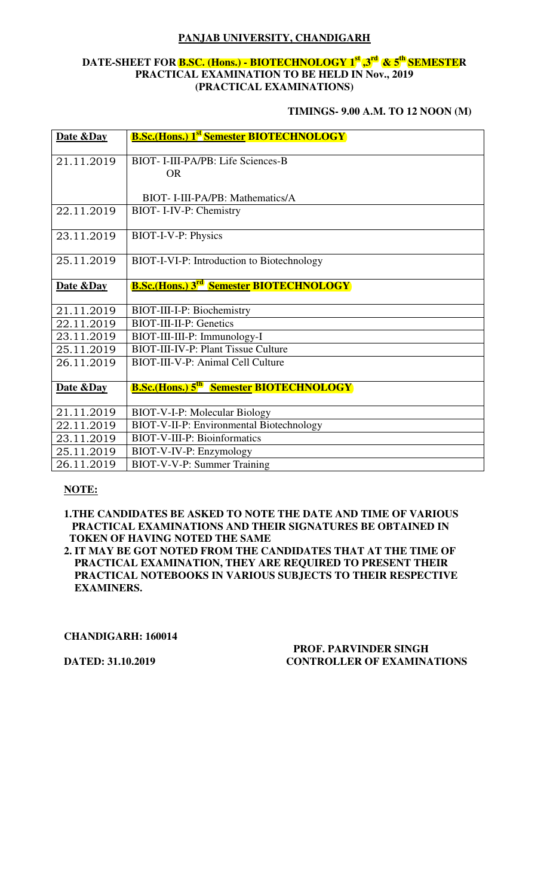**PANJAB UNIVERSITY, CHANDIGARH**

**DATE-SHEET FOR B.SC. (Hons.) - BIOTECHNOLOGY 1st ,3rd & 5th SEMESTER PRACTICAL EXAMINATION TO BE HELD IN Nov., 2019 (PRACTICAL EXAMINATIONS)**

**TIMINGS- 9.00 A.M. TO 12 NOON (M)**

| Date &Day | B.Sc.(Hons.) 1st Semester BIOTECHNOLOGY |
|---|---|
| 21.11.2019 | BIOT- I-III-PA/PB: Life Sciences-B<br>OR<br>BIOT- I-III-PA/PB: Mathematics/A |
| 22.11.2019 | BIOT- I-IV-P: Chemistry |
| 23.11.2019 | BIOT-I-V-P: Physics |
| 25.11.2019 | BIOT-I-VI-P: Introduction to Biotechnology |
| **Date &Day** | **B.Sc.(Hons.) 3rd Semester BIOTECHNOLOGY** |
| 21.11.2019 | BIOT-III-I-P: Biochemistry |
| 22.11.2019 | BIOT-III-II-P: Genetics |
| 23.11.2019 | BIOT-III-III-P: Immunology-I |
| 25.11.2019 | BIOT-III-IV-P: Plant Tissue Culture |
| 26.11.2019 | BIOT-III-V-P: Animal Cell Culture |
| **Date &Day** | **B.Sc.(Hons.) 5th Semester BIOTECHNOLOGY** |
| 21.11.2019 | BIOT-V-I-P: Molecular Biology |
| 22.11.2019 | BIOT-V-II-P: Environmental Biotechnology |
| 23.11.2019 | BIOT-V-III-P: Bioinformatics |
| 25.11.2019 | BIOT-V-IV-P: Enzymology |
| 26.11.2019 | BIOT-V-V-P: Summer Training |

**NOTE:**

**1.THE CANDIDATES BE ASKED TO NOTE THE DATE AND TIME OF VARIOUS PRACTICAL EXAMINATIONS AND THEIR SIGNATURES BE OBTAINED IN TOKEN OF HAVING NOTED THE SAME**

**2. IT MAY BE GOT NOTED FROM THE CANDIDATES THAT AT THE TIME OF PRACTICAL EXAMINATION, THEY ARE REQUIRED TO PRESENT THEIR PRACTICAL NOTEBOOKS IN VARIOUS SUBJECTS TO THEIR RESPECTIVE EXAMINERS.**

**CHANDIGARH: 160014**

**DATED: 31.10.2019**

**PROF. PARVINDER SINGH**
**CONTROLLER OF EXAMINATIONS**